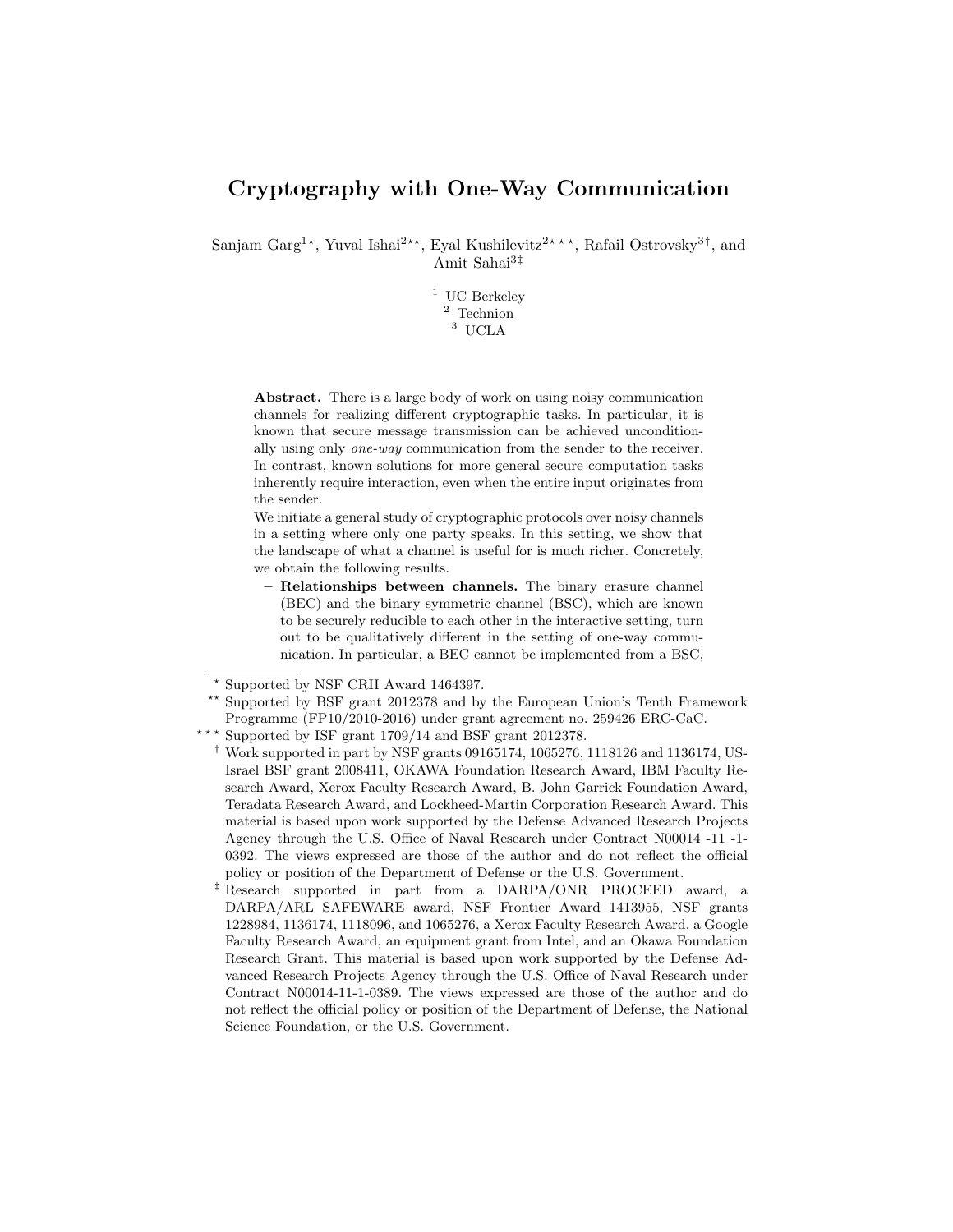# Cryptography with One-Way Communication

Sanjam Garg[1,⋆], Yuval Ishai[2,⋆⋆], Eyal Kushilevitz[2,⋆⋆⋆], Rafail Ostrovsky[3,†], and Amit Sahai[3,‡]

[1] UC Berkeley
[2] Technion
[3] UCLA

**Abstract.** There is a large body of work on using noisy communication channels for realizing different cryptographic tasks. In particular, it is known that secure message transmission can be achieved unconditionally using only *one-way* communication from the sender to the receiver. In contrast, known solutions for more general secure computation tasks inherently require interaction, even when the entire input originates from the sender.

We initiate a general study of cryptographic protocols over noisy channels in a setting where only one party speaks. In this setting, we show that the landscape of what a channel is useful for is much richer. Concretely, we obtain the following results.

– **Relationships between channels.** The binary erasure channel (BEC) and the binary symmetric channel (BSC), which are known to be securely reducible to each other in the interactive setting, turn out to be qualitatively different in the setting of one-way communication. In particular, a BEC cannot be implemented from a BSC,

---

⋆ Supported by NSF CRII Award 1464397.

⋆⋆ Supported by BSF grant 2012378 and by the European Union's Tenth Framework Programme (FP10/2010-2016) under grant agreement no. 259426 ERC-CaC.

⋆⋆⋆ Supported by ISF grant 1709/14 and BSF grant 2012378.

† Work supported in part by NSF grants 09165174, 1065276, 1118126 and 1136174, US-Israel BSF grant 2008411, OKAWA Foundation Research Award, IBM Faculty Research Award, Xerox Faculty Research Award, B. John Garrick Foundation Award, Teradata Research Award, and Lockheed-Martin Corporation Research Award. This material is based upon work supported by the Defense Advanced Research Projects Agency through the U.S. Office of Naval Research under Contract N00014 -11 -1-0392. The views expressed are those of the author and do not reflect the official policy or position of the Department of Defense or the U.S. Government.

‡ Research supported in part from a DARPA/ONR PROCEED award, a DARPA/ARL SAFEWARE award, NSF Frontier Award 1413955, NSF grants 1228984, 1136174, 1118096, and 1065276, a Xerox Faculty Research Award, a Google Faculty Research Award, an equipment grant from Intel, and an Okawa Foundation Research Grant. This material is based upon work supported by the Defense Advanced Research Projects Agency through the U.S. Office of Naval Research under Contract N00014-11-1-0389. The views expressed are those of the author and do not reflect the official policy or position of the Department of Defense, the National Science Foundation, or the U.S. Government.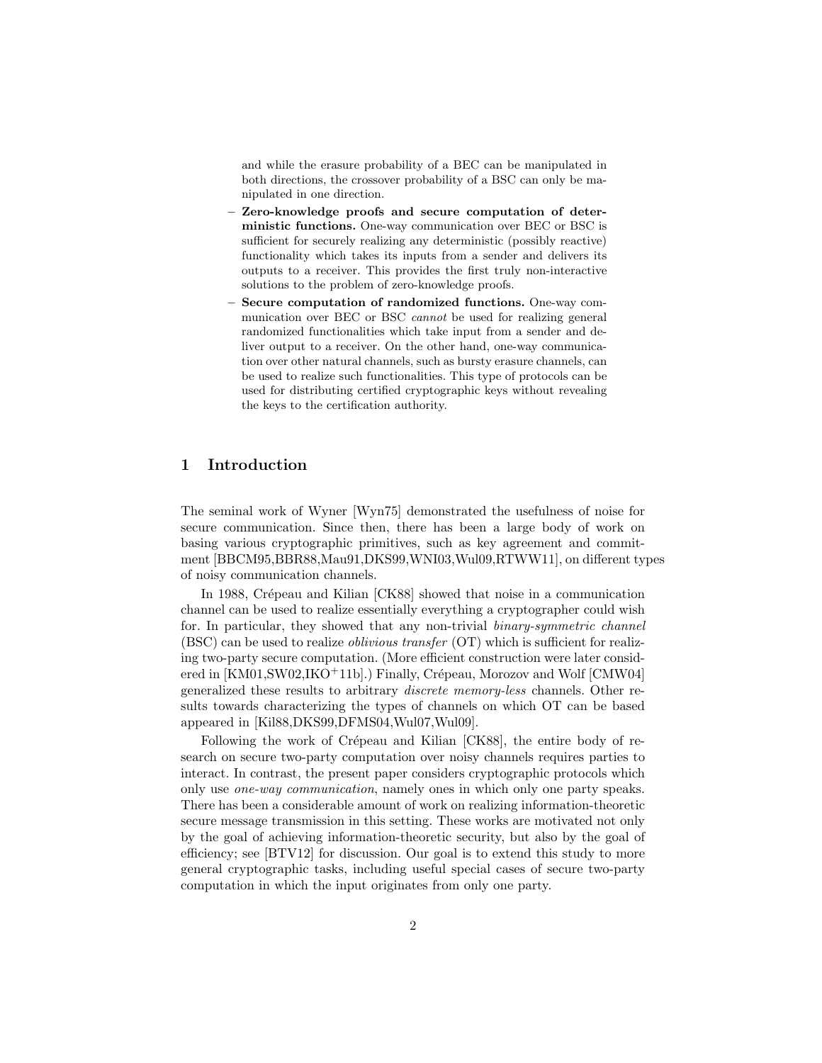and while the erasure probability of a BEC can be manipulated in both directions, the crossover probability of a BSC can only be manipulated in one direction.

- **Zero-knowledge proofs and secure computation of deterministic functions.** One-way communication over BEC or BSC is sufficient for securely realizing any deterministic (possibly reactive) functionality which takes its inputs from a sender and delivers its outputs to a receiver. This provides the first truly non-interactive solutions to the problem of zero-knowledge proofs.
- **Secure computation of randomized functions.** One-way communication over BEC or BSC *cannot* be used for realizing general randomized functionalities which take input from a sender and deliver output to a receiver. On the other hand, one-way communication over other natural channels, such as bursty erasure channels, can be used to realize such functionalities. This type of protocols can be used for distributing certified cryptographic keys without revealing the keys to the certification authority.

# 1 Introduction

The seminal work of Wyner [Wyn75] demonstrated the usefulness of noise for secure communication. Since then, there has been a large body of work on basing various cryptographic primitives, such as key agreement and commitment [BBCM95,BBR88,Mau91,DKS99,WNI03,Wul09,RTWW11], on different types of noisy communication channels.

In 1988, Crépeau and Kilian [CK88] showed that noise in a communication channel can be used to realize essentially everything a cryptographer could wish for. In particular, they showed that any non-trivial *binary-symmetric channel* (BSC) can be used to realize *oblivious transfer* (OT) which is sufficient for realizing two-party secure computation. (More efficient construction were later considered in [KM01,SW02,IKO+11b].) Finally, Crépeau, Morozov and Wolf [CMW04] generalized these results to arbitrary *discrete memory-less* channels. Other results towards characterizing the types of channels on which OT can be based appeared in [Kil88,DKS99,DFMS04,Wul07,Wul09].

Following the work of Crépeau and Kilian [CK88], the entire body of research on secure two-party computation over noisy channels requires parties to interact. In contrast, the present paper considers cryptographic protocols which only use *one-way communication*, namely ones in which only one party speaks. There has been a considerable amount of work on realizing information-theoretic secure message transmission in this setting. These works are motivated not only by the goal of achieving information-theoretic security, but also by the goal of efficiency; see [BTV12] for discussion. Our goal is to extend this study to more general cryptographic tasks, including useful special cases of secure two-party computation in which the input originates from only one party.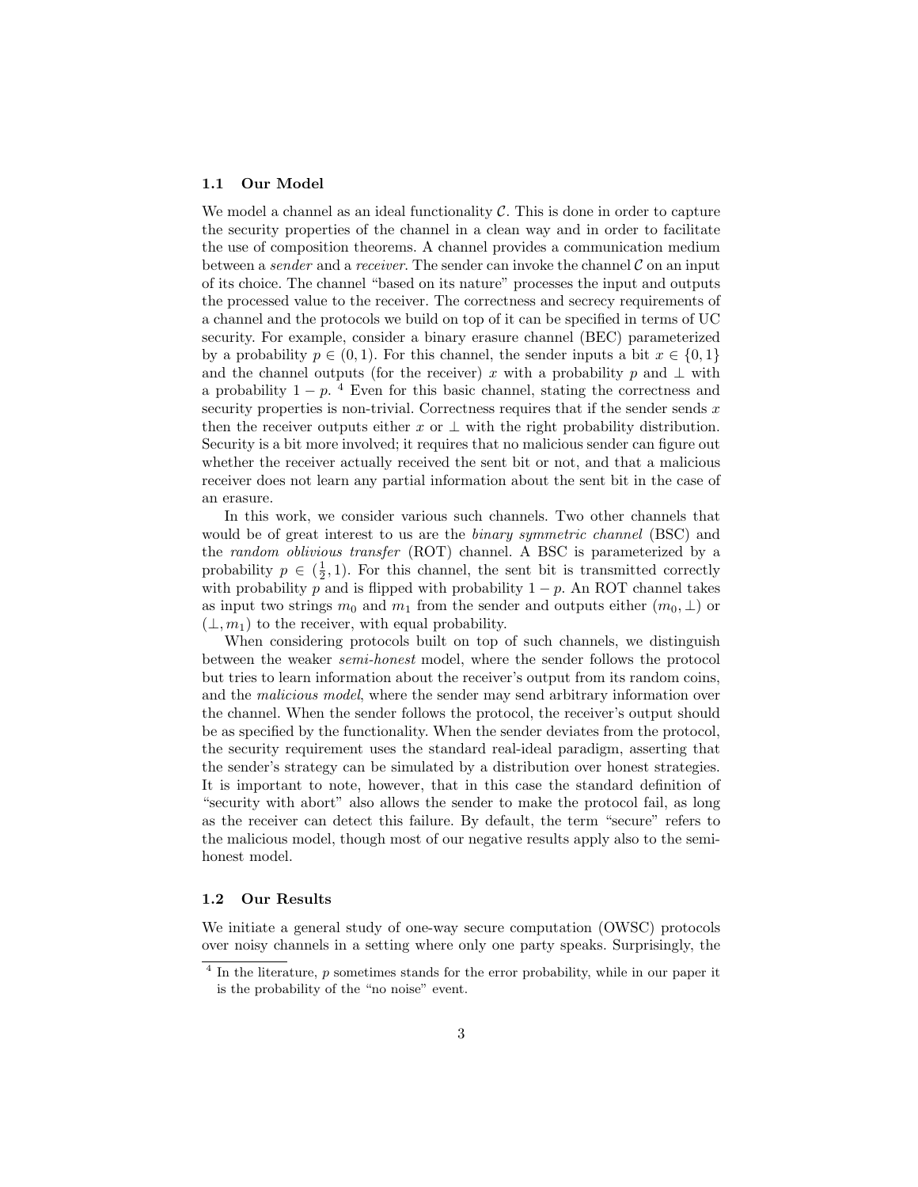### 1.1 Our Model

We model a channel as an ideal functionality $\mathcal{C}$. This is done in order to capture the security properties of the channel in a clean way and in order to facilitate the use of composition theorems. A channel provides a communication medium between a *sender* and a *receiver*. The sender can invoke the channel $\mathcal{C}$ on an input of its choice. The channel "based on its nature" processes the input and outputs the processed value to the receiver. The correctness and secrecy requirements of a channel and the protocols we build on top of it can be specified in terms of UC security. For example, consider a binary erasure channel (BEC) parameterized by a probability $p \in (0, 1)$. For this channel, the sender inputs a bit $x \in \{0, 1\}$ and the channel outputs (for the receiver) $x$ with a probability $p$ and $\perp$ with a probability $1 - p$. [4] Even for this basic channel, stating the correctness and security properties is non-trivial. Correctness requires that if the sender sends $x$ then the receiver outputs either $x$ or $\perp$ with the right probability distribution. Security is a bit more involved; it requires that no malicious sender can figure out whether the receiver actually received the sent bit or not, and that a malicious receiver does not learn any partial information about the sent bit in the case of an erasure.

In this work, we consider various such channels. Two other channels that would be of great interest to us are the *binary symmetric channel* (BSC) and the *random oblivious transfer* (ROT) channel. A BSC is parameterized by a probability $p \in (\frac{1}{2}, 1)$. For this channel, the sent bit is transmitted correctly with probability $p$ and is flipped with probability $1 - p$. An ROT channel takes as input two strings $m_0$ and $m_1$ from the sender and outputs either $(m_0, \perp)$ or $(\perp, m_1)$ to the receiver, with equal probability.

When considering protocols built on top of such channels, we distinguish between the weaker *semi-honest* model, where the sender follows the protocol but tries to learn information about the receiver's output from its random coins, and the *malicious model*, where the sender may send arbitrary information over the channel. When the sender follows the protocol, the receiver's output should be as specified by the functionality. When the sender deviates from the protocol, the security requirement uses the standard real-ideal paradigm, asserting that the sender's strategy can be simulated by a distribution over honest strategies. It is important to note, however, that in this case the standard definition of "security with abort" also allows the sender to make the protocol fail, as long as the receiver can detect this failure. By default, the term "secure" refers to the malicious model, though most of our negative results apply also to the semi-honest model.

### 1.2 Our Results

We initiate a general study of one-way secure computation (OWSC) protocols over noisy channels in a setting where only one party speaks. Surprisingly, the

[4] In the literature, $p$ sometimes stands for the error probability, while in our paper it is the probability of the "no noise" event.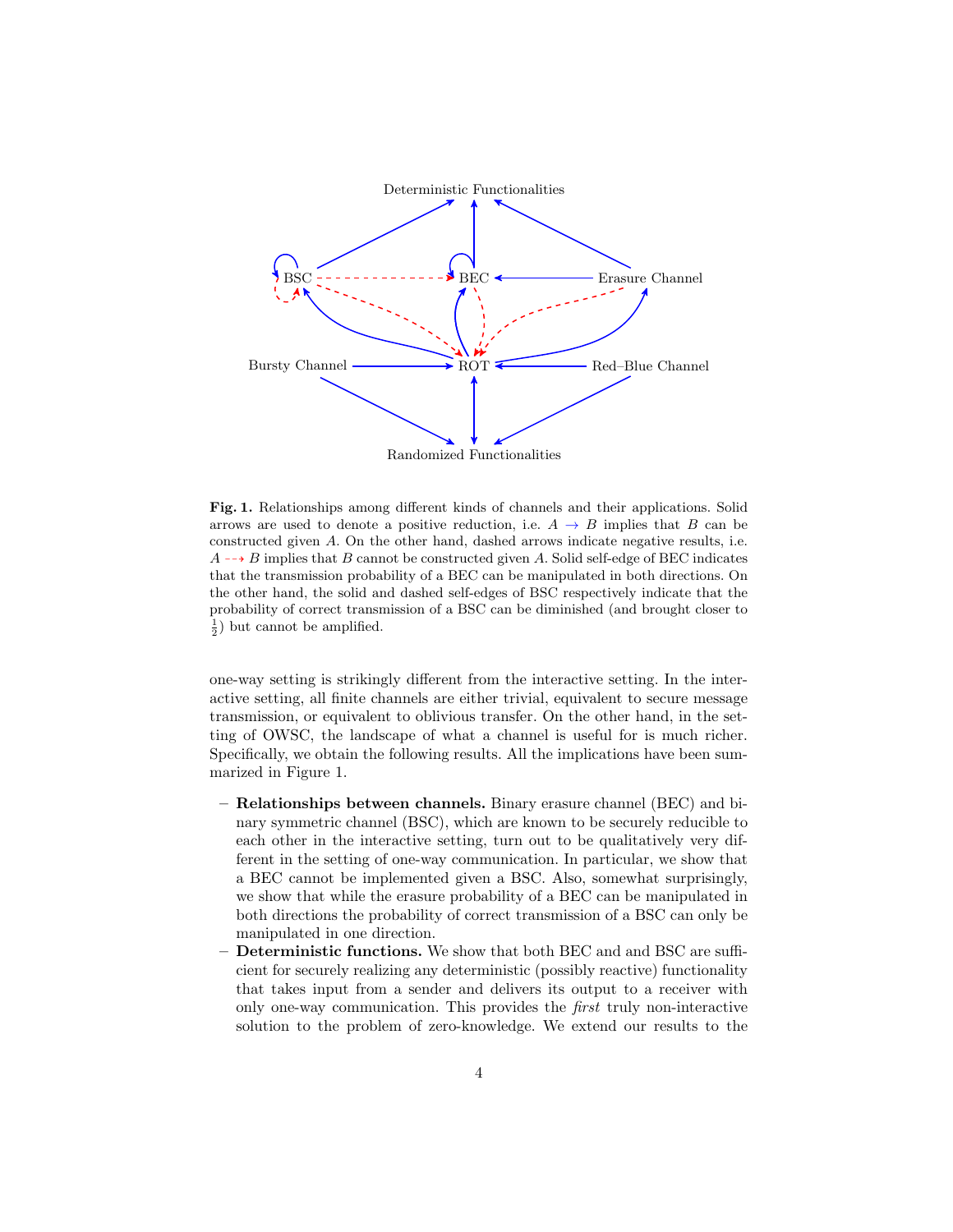**Fig. 1.** Relationships among different kinds of channels and their applications. Solid arrows are used to denote a positive reduction, i.e. $A \rightarrow B$ implies that $B$ can be constructed given $A$. On the other hand, dashed arrows indicate negative results, i.e. $A \dashrightarrow B$ implies that $B$ cannot be constructed given $A$. Solid self-edge of BEC indicates that the transmission probability of a BEC can be manipulated in both directions. On the other hand, the solid and dashed self-edges of BSC respectively indicate that the probability of correct transmission of a BSC can be diminished (and brought closer to $\frac{1}{2}$) but cannot be amplified.

one-way setting is strikingly different from the interactive setting. In the interactive setting, all finite channels are either trivial, equivalent to secure message transmission, or equivalent to oblivious transfer. On the other hand, in the setting of OWSC, the landscape of what a channel is useful for is much richer. Specifically, we obtain the following results. All the implications have been summarized in Figure 1.

- **Relationships between channels.** Binary erasure channel (BEC) and binary symmetric channel (BSC), which are known to be securely reducible to each other in the interactive setting, turn out to be qualitatively very different in the setting of one-way communication. In particular, we show that a BEC cannot be implemented given a BSC. Also, somewhat surprisingly, we show that while the erasure probability of a BEC can be manipulated in both directions the probability of correct transmission of a BSC can only be manipulated in one direction.
- **Deterministic functions.** We show that both BEC and and BSC are sufficient for securely realizing any deterministic (possibly reactive) functionality that takes input from a sender and delivers its output to a receiver with only one-way communication. This provides the *first* truly non-interactive solution to the problem of zero-knowledge. We extend our results to the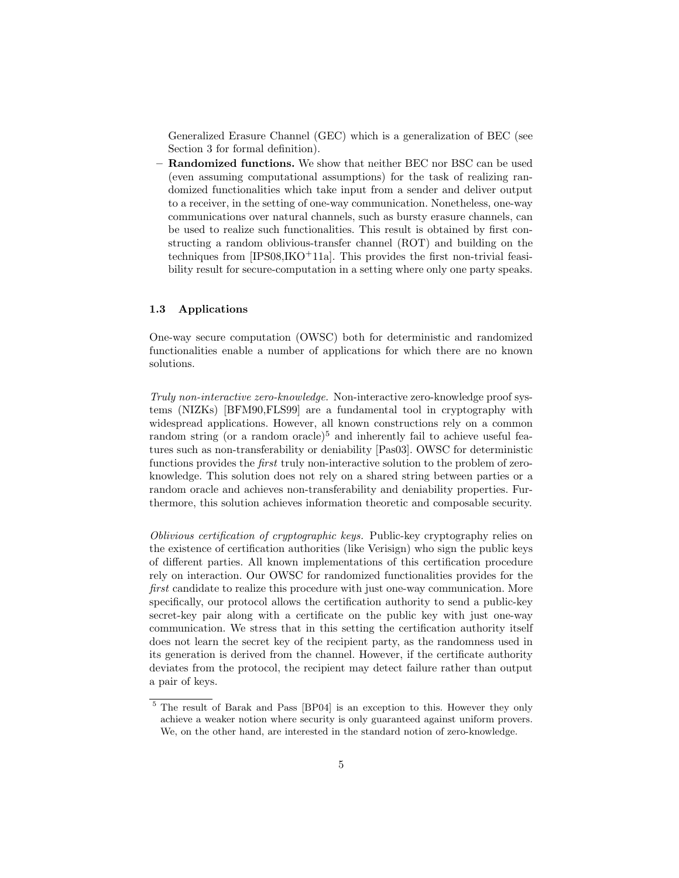Generalized Erasure Channel (GEC) which is a generalization of BEC (see Section 3 for formal definition).

– **Randomized functions.** We show that neither BEC nor BSC can be used (even assuming computational assumptions) for the task of realizing randomized functionalities which take input from a sender and deliver output to a receiver, in the setting of one-way communication. Nonetheless, one-way communications over natural channels, such as bursty erasure channels, can be used to realize such functionalities. This result is obtained by first constructing a random oblivious-transfer channel (ROT) and building on the techniques from [IPS08,IKO+11a]. This provides the first non-trivial feasibility result for secure-computation in a setting where only one party speaks.

### 1.3 Applications

One-way secure computation (OWSC) both for deterministic and randomized functionalities enable a number of applications for which there are no known solutions.

*Truly non-interactive zero-knowledge.* Non-interactive zero-knowledge proof systems (NIZKs) [BFM90,FLS99] are a fundamental tool in cryptography with widespread applications. However, all known constructions rely on a common random string (or a random oracle)[5] and inherently fail to achieve useful features such as non-transferability or deniability [Pas03]. OWSC for deterministic functions provides the *first* truly non-interactive solution to the problem of zero-knowledge. This solution does not rely on a shared string between parties or a random oracle and achieves non-transferability and deniability properties. Furthermore, this solution achieves information theoretic and composable security.

*Oblivious certification of cryptographic keys.* Public-key cryptography relies on the existence of certification authorities (like Verisign) who sign the public keys of different parties. All known implementations of this certification procedure rely on interaction. Our OWSC for randomized functionalities provides for the *first* candidate to realize this procedure with just one-way communication. More specifically, our protocol allows the certification authority to send a public-key secret-key pair along with a certificate on the public key with just one-way communication. We stress that in this setting the certification authority itself does not learn the secret key of the recipient party, as the randomness used in its generation is derived from the channel. However, if the certificate authority deviates from the protocol, the recipient may detect failure rather than output a pair of keys.

[5] The result of Barak and Pass [BP04] is an exception to this. However they only achieve a weaker notion where security is only guaranteed against uniform provers. We, on the other hand, are interested in the standard notion of zero-knowledge.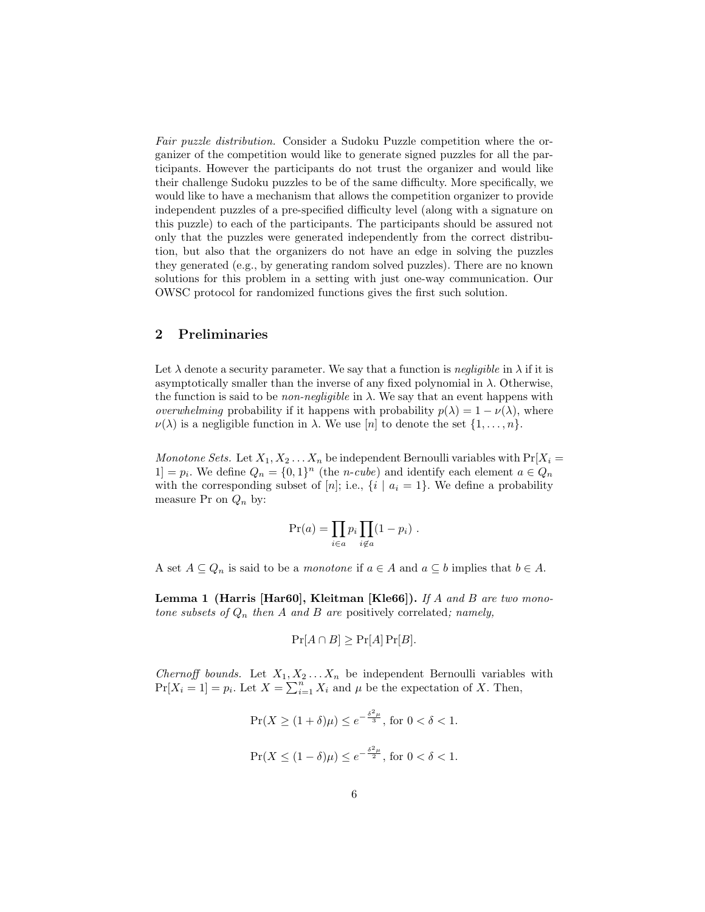*Fair puzzle distribution.* Consider a Sudoku Puzzle competition where the organizer of the competition would like to generate signed puzzles for all the participants. However the participants do not trust the organizer and would like their challenge Sudoku puzzles to be of the same difficulty. More specifically, we would like to have a mechanism that allows the competition organizer to provide independent puzzles of a pre-specified difficulty level (along with a signature on this puzzle) to each of the participants. The participants should be assured not only that the puzzles were generated independently from the correct distribution, but also that the organizers do not have an edge in solving the puzzles they generated (e.g., by generating random solved puzzles). There are no known solutions for this problem in a setting with just one-way communication. Our OWSC protocol for randomized functions gives the first such solution.

## 2 Preliminaries

Let $\lambda$ denote a security parameter. We say that a function is *negligible* in $\lambda$ if it is asymptotically smaller than the inverse of any fixed polynomial in $\lambda$. Otherwise, the function is said to be *non-negligible* in $\lambda$. We say that an event happens with *overwhelming* probability if it happens with probability $p(\lambda) = 1 - \nu(\lambda)$, where $\nu(\lambda)$ is a negligible function in $\lambda$. We use $[n]$ to denote the set $\{1, \ldots, n\}$.

*Monotone Sets.* Let $X_1, X_2 \ldots X_n$ be independent Bernoulli variables with $\Pr[X_i = 1] = p_i$. We define $Q_n = \{0,1\}^n$ (the *n-cube*) and identify each element $a \in Q_n$ with the corresponding subset of $[n]$; i.e., $\{i \mid a_i = 1\}$. We define a probability measure Pr on $Q_n$ by:

$$\Pr(a) = \prod_{i \in a} p_i \prod_{i \notin a} (1 - p_i) \ .$$

A set $A \subseteq Q_n$ is said to be a *monotone* if $a \in A$ and $a \subseteq b$ implies that $b \in A$.

**Lemma 1 (Harris [Har60], Kleitman [Kle66]).** *If $A$ and $B$ are two monotone subsets of $Q_n$ then $A$ and $B$ are* positively correlated*; namely,*

$$\Pr[A \cap B] \geq \Pr[A]\Pr[B].$$

*Chernoff bounds.* Let $X_1, X_2 \ldots X_n$ be independent Bernoulli variables with $\Pr[X_i = 1] = p_i$. Let $X = \sum_{i=1}^{n} X_i$ and $\mu$ be the expectation of $X$. Then,

$$\Pr(X \geq (1+\delta)\mu) \leq e^{-\frac{\delta^2 \mu}{3}}, \text{ for } 0 < \delta < 1.$$

$$\Pr(X \leq (1-\delta)\mu) \leq e^{-\frac{\delta^2 \mu}{2}}, \text{ for } 0 < \delta < 1.$$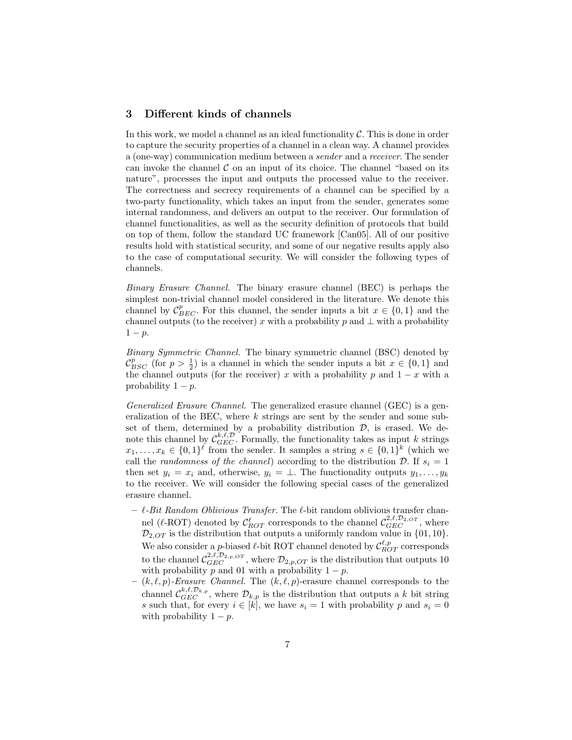## 3 Different kinds of channels

In this work, we model a channel as an ideal functionality $\mathcal{C}$. This is done in order to capture the security properties of a channel in a clean way. A channel provides a (one-way) communication medium between a *sender* and a *receiver*. The sender can invoke the channel $\mathcal{C}$ on an input of its choice. The channel "based on its nature", processes the input and outputs the processed value to the receiver. The correctness and secrecy requirements of a channel can be specified by a two-party functionality, which takes an input from the sender, generates some internal randomness, and delivers an output to the receiver. Our formulation of channel functionalities, as well as the security definition of protocols that build on top of them, follow the standard UC framework [Can05]. All of our positive results hold with statistical security, and some of our negative results apply also to the case of computational security. We will consider the following types of channels.

*Binary Erasure Channel.* The binary erasure channel (BEC) is perhaps the simplest non-trivial channel model considered in the literature. We denote this channel by $\mathcal{C}^p_{BEC}$. For this channel, the sender inputs a bit $x \in \{0,1\}$ and the channel outputs (to the receiver) $x$ with a probability $p$ and $\perp$ with a probability $1-p$.

*Binary Symmetric Channel.* The binary symmetric channel (BSC) denoted by $\mathcal{C}^p_{BSC}$ (for $p > \frac{1}{2}$) is a channel in which the sender inputs a bit $x \in \{0,1\}$ and the channel outputs (for the receiver) $x$ with a probability $p$ and $1-x$ with a probability $1-p$.

*Generalized Erasure Channel.* The generalized erasure channel (GEC) is a generalization of the BEC, where $k$ strings are sent by the sender and some subset of them, determined by a probability distribution $\mathcal{D}$, is erased. We denote this channel by $\mathcal{C}^{k,\ell,\mathcal{D}}_{GEC}$. Formally, the functionality takes as input $k$ strings $x_1, \ldots, x_k \in \{0,1\}^\ell$ from the sender. It samples a string $s \in \{0,1\}^k$ (which we call the *randomness of the channel*) according to the distribution $\mathcal{D}$. If $s_i = 1$ then set $y_i = x_i$ and, otherwise, $y_i = \perp$. The functionality outputs $y_1, \ldots, y_k$ to the receiver. We will consider the following special cases of the generalized erasure channel.

- *$\ell$-Bit Random Oblivious Transfer.* The $\ell$-bit random oblivious transfer channel ($\ell$-ROT) denoted by $\mathcal{C}^\ell_{ROT}$ corresponds to the channel $\mathcal{C}^{2,\ell,\mathcal{D}_{2,OT}}_{GEC}$, where $\mathcal{D}_{2,OT}$ is the distribution that outputs a uniformly random value in $\{01, 10\}$. We also consider a $p$-biased $\ell$-bit ROT channel denoted by $\mathcal{C}^{\ell,p}_{ROT}$ corresponds to the channel $\mathcal{C}^{2,\ell,\mathcal{D}_{2,p,OT}}_{GEC}$, where $\mathcal{D}_{2,p,OT}$ is the distribution that outputs 10 with probability $p$ and 01 with a probability $1-p$.
- *$(k,\ell,p)$-Erasure Channel.* The $(k,\ell,p)$-erasure channel corresponds to the channel $\mathcal{C}^{k,\ell,\mathcal{D}_{k,p}}_{GEC}$, where $\mathcal{D}_{k,p}$ is the distribution that outputs a $k$ bit string $s$ such that, for every $i \in [k]$, we have $s_i = 1$ with probability $p$ and $s_i = 0$ with probability $1-p$.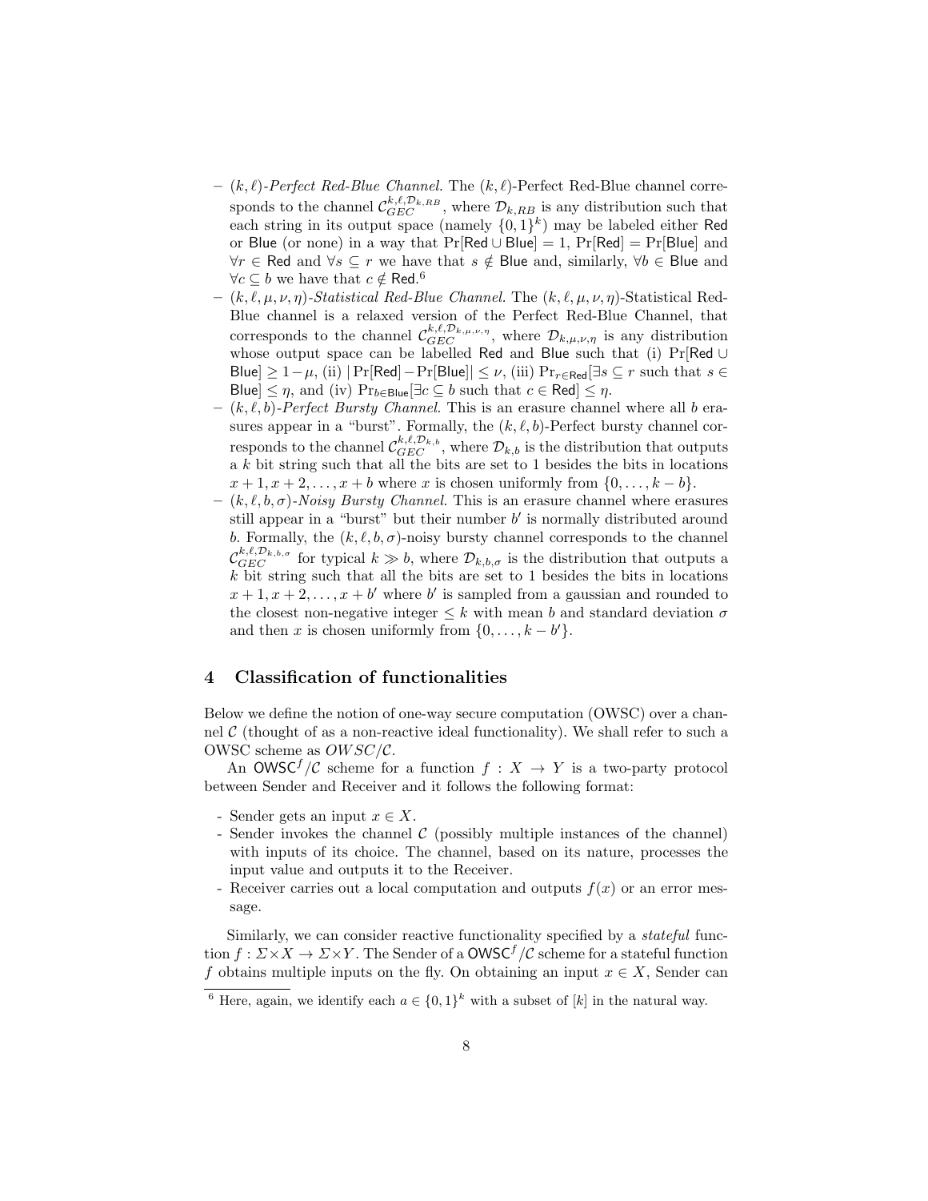- $(k,\ell)$-*Perfect Red-Blue Channel.* The $(k,\ell)$-Perfect Red-Blue channel corresponds to the channel $\mathcal{C}_{GEC}^{k,\ell,\mathcal{D}_{k,RB}}$, where $\mathcal{D}_{k,RB}$ is any distribution such that each string in its output space (namely $\{0,1\}^k$) may be labeled either $\mathsf{Red}$ or $\mathsf{Blue}$ (or none) in a way that $\Pr[\mathsf{Red} \cup \mathsf{Blue}] = 1$, $\Pr[\mathsf{Red}] = \Pr[\mathsf{Blue}]$ and $\forall r \in \mathsf{Red}$ and $\forall s \subseteq r$ we have that $s \notin \mathsf{Blue}$ and, similarly, $\forall b \in \mathsf{Blue}$ and $\forall c \subseteq b$ we have that $c \notin \mathsf{Red}$.[6]
- $(k,\ell,\mu,\nu,\eta)$-*Statistical Red-Blue Channel.* The $(k,\ell,\mu,\nu,\eta)$-Statistical Red-Blue channel is a relaxed version of the Perfect Red-Blue Channel, that corresponds to the channel $\mathcal{C}_{GEC}^{k,\ell,\mathcal{D}_{k,\mu,\nu,\eta}}$, where $\mathcal{D}_{k,\mu,\nu,\eta}$ is any distribution whose output space can be labelled $\mathsf{Red}$ and $\mathsf{Blue}$ such that (i) $\Pr[\mathsf{Red} \cup \mathsf{Blue}] \geq 1-\mu$, (ii) $|\Pr[\mathsf{Red}]-\Pr[\mathsf{Blue}]| \leq \nu$, (iii) $\Pr_{r\in\mathsf{Red}}[\exists s \subseteq r \text{ such that } s \in \mathsf{Blue}] \leq \eta$, and (iv) $\Pr_{b\in\mathsf{Blue}}[\exists c \subseteq b \text{ such that } c \in \mathsf{Red}] \leq \eta$.
- $(k,\ell,b)$-*Perfect Bursty Channel.* This is an erasure channel where all $b$ erasures appear in a "burst". Formally, the $(k,\ell,b)$-Perfect bursty channel corresponds to the channel $\mathcal{C}_{GEC}^{k,\ell,\mathcal{D}_{k,b}}$, where $\mathcal{D}_{k,b}$ is the distribution that outputs a $k$ bit string such that all the bits are set to 1 besides the bits in locations $x+1, x+2, \ldots, x+b$ where $x$ is chosen uniformly from $\{0,\ldots,k-b\}$.
- $(k,\ell,b,\sigma)$-*Noisy Bursty Channel.* This is an erasure channel where erasures still appear in a "burst" but their number $b'$ is normally distributed around $b$. Formally, the $(k,\ell,b,\sigma)$-noisy bursty channel corresponds to the channel $\mathcal{C}_{GEC}^{k,\ell,\mathcal{D}_{k,b,\sigma}}$ for typical $k \gg b$, where $\mathcal{D}_{k,b,\sigma}$ is the distribution that outputs a $k$ bit string such that all the bits are set to 1 besides the bits in locations $x+1, x+2, \ldots, x+b'$ where $b'$ is sampled from a gaussian and rounded to the closest non-negative integer $\leq k$ with mean $b$ and standard deviation $\sigma$ and then $x$ is chosen uniformly from $\{0,\ldots,k-b'\}$.

## 4 Classification of functionalities

Below we define the notion of one-way secure computation (OWSC) over a channel $\mathcal{C}$ (thought of as a non-reactive ideal functionality). We shall refer to such a OWSC scheme as $OWSC/\mathcal{C}$.

An $\mathsf{OWSC}^f/\mathcal{C}$ scheme for a function $f : X \to Y$ is a two-party protocol between Sender and Receiver and it follows the following format:

- Sender gets an input $x \in X$.
- Sender invokes the channel $\mathcal{C}$ (possibly multiple instances of the channel) with inputs of its choice. The channel, based on its nature, processes the input value and outputs it to the Receiver.
- Receiver carries out a local computation and outputs $f(x)$ or an error message.

Similarly, we can consider reactive functionality specified by a *stateful* function $f : \Sigma \times X \to \Sigma \times Y$. The Sender of a $\mathsf{OWSC}^f/\mathcal{C}$ scheme for a stateful function $f$ obtains multiple inputs on the fly. On obtaining an input $x \in X$, Sender can

[6] Here, again, we identify each $a \in \{0,1\}^k$ with a subset of $[k]$ in the natural way.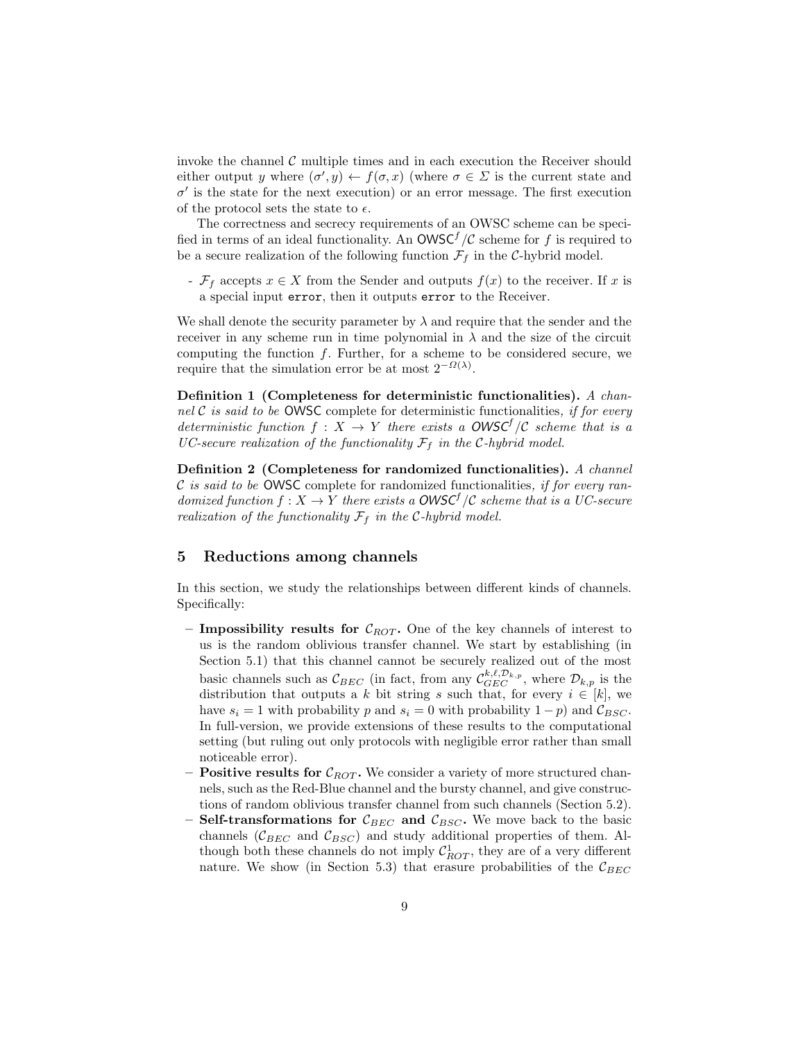invoke the channel $\mathcal{C}$ multiple times and in each execution the Receiver should either output $y$ where $(\sigma', y) \leftarrow f(\sigma, x)$ (where $\sigma \in \Sigma$ is the current state and $\sigma'$ is the state for the next execution) or an error message. The first execution of the protocol sets the state to $\epsilon$.

The correctness and secrecy requirements of an OWSC scheme can be specified in terms of an ideal functionality. An $\mathsf{OWSC}^f/\mathcal{C}$ scheme for $f$ is required to be a secure realization of the following function $\mathcal{F}_f$ in the $\mathcal{C}$-hybrid model.

- $\mathcal{F}_f$ accepts $x \in X$ from the Sender and outputs $f(x)$ to the receiver. If $x$ is a special input `error`, then it outputs `error` to the Receiver.

We shall denote the security parameter by $\lambda$ and require that the sender and the receiver in any scheme run in time polynomial in $\lambda$ and the size of the circuit computing the function $f$. Further, for a scheme to be considered secure, we require that the simulation error be at most $2^{-\Omega(\lambda)}$.

**Definition 1 (Completeness for deterministic functionalities).** *A channel $\mathcal{C}$ is said to be* $\mathsf{OWSC}$ complete for deterministic functionalities*, if for every deterministic function $f : X \to Y$ there exists a $\mathsf{OWSC}^f/\mathcal{C}$ scheme that is a UC-secure realization of the functionality $\mathcal{F}_f$ in the $\mathcal{C}$-hybrid model.*

**Definition 2 (Completeness for randomized functionalities).** *A channel $\mathcal{C}$ is said to be* $\mathsf{OWSC}$ complete for randomized functionalities*, if for every randomized function $f : X \to Y$ there exists a $\mathsf{OWSC}^f/\mathcal{C}$ scheme that is a UC-secure realization of the functionality $\mathcal{F}_f$ in the $\mathcal{C}$-hybrid model.*

## 5 Reductions among channels

In this section, we study the relationships between different kinds of channels. Specifically:

- **Impossibility results for $\mathcal{C}_{ROT}$.** One of the key channels of interest to us is the random oblivious transfer channel. We start by establishing (in Section 5.1) that this channel cannot be securely realized out of the most basic channels such as $\mathcal{C}_{BEC}$ (in fact, from any $\mathcal{C}_{GEC}^{k,\ell,\mathcal{D}_{k,p}}$, where $\mathcal{D}_{k,p}$ is the distribution that outputs a $k$ bit string $s$ such that, for every $i \in [k]$, we have $s_i = 1$ with probability $p$ and $s_i = 0$ with probability $1-p$) and $\mathcal{C}_{BSC}$. In full-version, we provide extensions of these results to the computational setting (but ruling out only protocols with negligible error rather than small noticeable error).
- **Positive results for $\mathcal{C}_{ROT}$.** We consider a variety of more structured channels, such as the Red-Blue channel and the bursty channel, and give constructions of random oblivious transfer channel from such channels (Section 5.2).
- **Self-transformations for $\mathcal{C}_{BEC}$ and $\mathcal{C}_{BSC}$.** We move back to the basic channels ($\mathcal{C}_{BEC}$ and $\mathcal{C}_{BSC}$) and study additional properties of them. Although both these channels do not imply $\mathcal{C}_{ROT}^1$, they are of a very different nature. We show (in Section 5.3) that erasure probabilities of the $\mathcal{C}_{BEC}$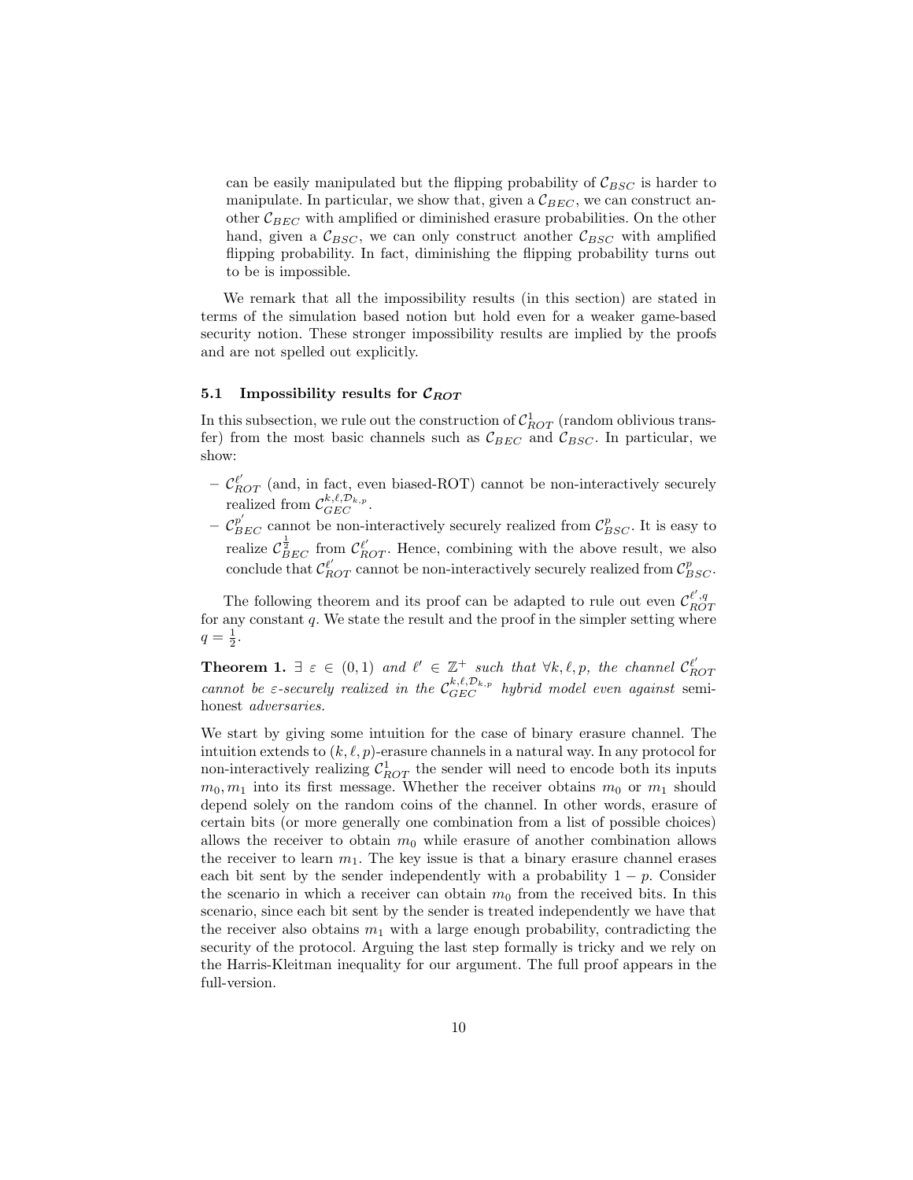can be easily manipulated but the flipping probability of $\mathcal{C}_{BSC}$ is harder to manipulate. In particular, we show that, given a $\mathcal{C}_{BEC}$, we can construct another $\mathcal{C}_{BEC}$ with amplified or diminished erasure probabilities. On the other hand, given a $\mathcal{C}_{BSC}$, we can only construct another $\mathcal{C}_{BSC}$ with amplified flipping probability. In fact, diminishing the flipping probability turns out to be is impossible.

We remark that all the impossibility results (in this section) are stated in terms of the simulation based notion but hold even for a weaker game-based security notion. These stronger impossibility results are implied by the proofs and are not spelled out explicitly.

### 5.1 Impossibility results for $\mathcal{C}_{ROT}$

In this subsection, we rule out the construction of $\mathcal{C}^1_{ROT}$ (random oblivious transfer) from the most basic channels such as $\mathcal{C}_{BEC}$ and $\mathcal{C}_{BSC}$. In particular, we show:

- $\mathcal{C}^{\ell'}_{ROT}$ (and, in fact, even biased-ROT) cannot be non-interactively securely realized from $\mathcal{C}^{k,\ell,\mathcal{D}_{k,p}}_{GEC}$.
- $\mathcal{C}^{p'}_{BEC}$ cannot be non-interactively securely realized from $\mathcal{C}^{p}_{BSC}$. It is easy to realize $\mathcal{C}^{\frac{1}{2}}_{BEC}$ from $\mathcal{C}^{\ell'}_{ROT}$. Hence, combining with the above result, we also conclude that $\mathcal{C}^{\ell'}_{ROT}$ cannot be non-interactively securely realized from $\mathcal{C}^{p}_{BSC}$.

The following theorem and its proof can be adapted to rule out even $\mathcal{C}^{\ell',q}_{ROT}$ for any constant $q$. We state the result and the proof in the simpler setting where $q = \frac{1}{2}$.

**Theorem 1.** *$\exists\ \varepsilon \in (0,1)$ and $\ell' \in \mathbb{Z}^+$ such that $\forall k, \ell, p$, the channel $\mathcal{C}^{\ell'}_{ROT}$ cannot be $\varepsilon$-securely realized in the $\mathcal{C}^{k,\ell,\mathcal{D}_{k,p}}_{GEC}$ hybrid model even against* semi-honest *adversaries.*

We start by giving some intuition for the case of binary erasure channel. The intuition extends to $(k, \ell, p)$-erasure channels in a natural way. In any protocol for non-interactively realizing $\mathcal{C}^1_{ROT}$ the sender will need to encode both its inputs $m_0, m_1$ into its first message. Whether the receiver obtains $m_0$ or $m_1$ should depend solely on the random coins of the channel. In other words, erasure of certain bits (or more generally one combination from a list of possible choices) allows the receiver to obtain $m_0$ while erasure of another combination allows the receiver to learn $m_1$. The key issue is that a binary erasure channel erases each bit sent by the sender independently with a probability $1 - p$. Consider the scenario in which a receiver can obtain $m_0$ from the received bits. In this scenario, since each bit sent by the sender is treated independently we have that the receiver also obtains $m_1$ with a large enough probability, contradicting the security of the protocol. Arguing the last step formally is tricky and we rely on the Harris-Kleitman inequality for our argument. The full proof appears in the full-version.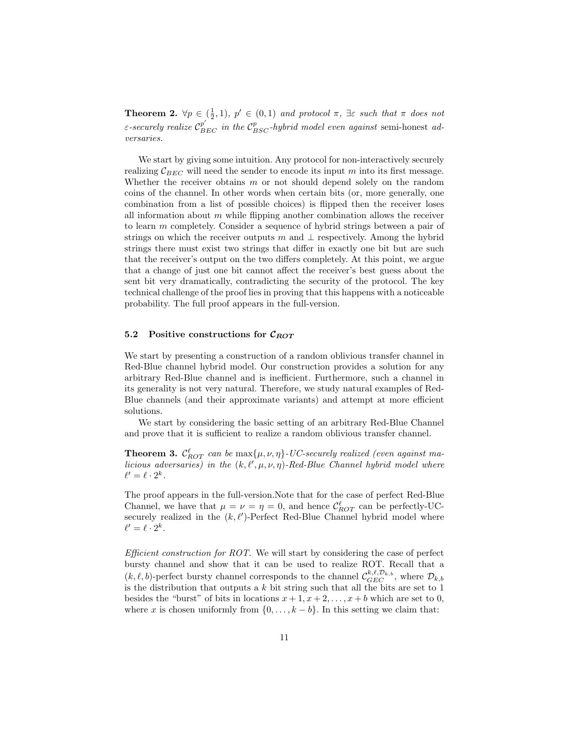**Theorem 2.** *$\forall p \in (\frac{1}{2}, 1)$, $p' \in (0, 1)$ and protocol $\pi$, $\exists \varepsilon$ such that $\pi$ does not $\varepsilon$-securely realize $\mathcal{C}_{BEC}^{p'}$ in the $\mathcal{C}_{BSC}^{p}$-hybrid model even against* semi-honest *adversaries.*

We start by giving some intuition. Any protocol for non-interactively securely realizing $\mathcal{C}_{BEC}$ will need the sender to encode its input $m$ into its first message. Whether the receiver obtains $m$ or not should depend solely on the random coins of the channel. In other words when certain bits (or, more generally, one combination from a list of possible choices) is flipped then the receiver loses all information about $m$ while flipping another combination allows the receiver to learn $m$ completely. Consider a sequence of hybrid strings between a pair of strings on which the receiver outputs $m$ and $\perp$ respectively. Among the hybrid strings there must exist two strings that differ in exactly one bit but are such that the receiver's output on the two differs completely. At this point, we argue that a change of just one bit cannot affect the receiver's best guess about the sent bit very dramatically, contradicting the security of the protocol. The key technical challenge of the proof lies in proving that this happens with a noticeable probability. The full proof appears in the full-version.

### 5.2 Positive constructions for $\mathcal{C}_{ROT}$

We start by presenting a construction of a random oblivious transfer channel in Red-Blue channel hybrid model. Our construction provides a solution for any arbitrary Red-Blue channel and is inefficient. Furthermore, such a channel in its generality is not very natural. Therefore, we study natural examples of Red-Blue channels (and their approximate variants) and attempt at more efficient solutions.

We start by considering the basic setting of an arbitrary Red-Blue Channel and prove that it is sufficient to realize a random oblivious transfer channel.

**Theorem 3.** *$\mathcal{C}_{ROT}^{\ell}$ can be $\max\{\mu, \nu, \eta\}$-UC-securely realized (even against malicious adversaries) in the $(k, \ell', \mu, \nu, \eta)$-Red-Blue Channel hybrid model where $\ell' = \ell \cdot 2^k$.*

The proof appears in the full-version.Note that for the case of perfect Red-Blue Channel, we have that $\mu = \nu = \eta = 0$, and hence $\mathcal{C}_{ROT}^{\ell}$ can be perfectly-UC-securely realized in the $(k, \ell')$-Perfect Red-Blue Channel hybrid model where $\ell' = \ell \cdot 2^k$.

*Efficient construction for ROT.* We will start by considering the case of perfect bursty channel and show that it can be used to realize ROT. Recall that a $(k, \ell, b)$-perfect bursty channel corresponds to the channel $\mathcal{C}_{GEC}^{k,\ell,\mathcal{D}_{k,b}}$, where $\mathcal{D}_{k,b}$ is the distribution that outputs a $k$ bit string such that all the bits are set to 1 besides the "burst" of bits in locations $x+1, x+2, \ldots, x+b$ which are set to 0, where $x$ is chosen uniformly from $\{0, \ldots, k-b\}$. In this setting we claim that: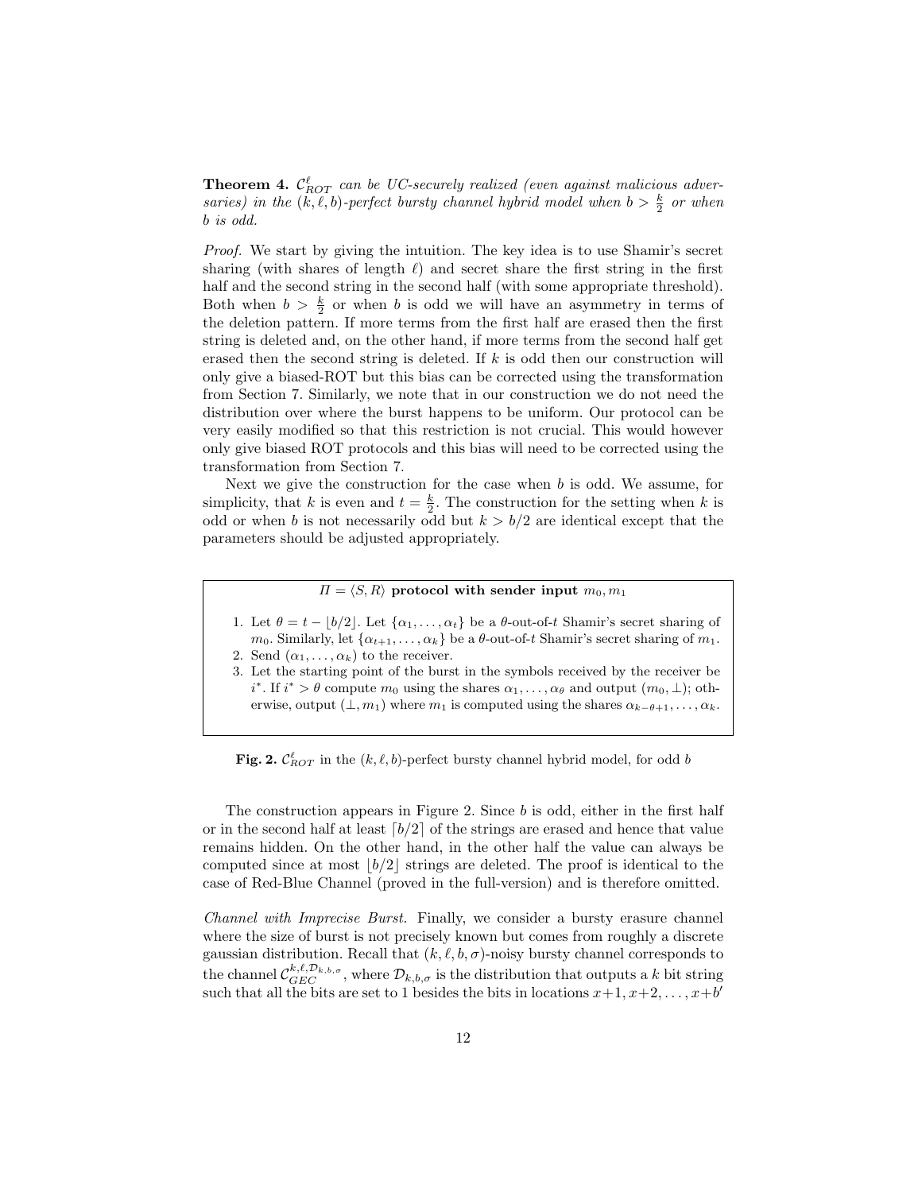**Theorem 4.** *$\mathcal{C}^{\ell}_{ROT}$ can be UC-securely realized (even against malicious adversaries) in the $(k, \ell, b)$-perfect bursty channel hybrid model when $b > \frac{k}{2}$ or when $b$ is odd.*

*Proof.* We start by giving the intuition. The key idea is to use Shamir's secret sharing (with shares of length $\ell$) and secret share the first string in the first half and the second string in the second half (with some appropriate threshold). Both when $b > \frac{k}{2}$ or when $b$ is odd we will have an asymmetry in terms of the deletion pattern. If more terms from the first half are erased then the first string is deleted and, on the other hand, if more terms from the second half get erased then the second string is deleted. If $k$ is odd then our construction will only give a biased-ROT but this bias can be corrected using the transformation from Section 7. Similarly, we note that in our construction we do not need the distribution over where the burst happens to be uniform. Our protocol can be very easily modified so that this restriction is not crucial. This would however only give biased ROT protocols and this bias will need to be corrected using the transformation from Section 7.

Next we give the construction for the case when $b$ is odd. We assume, for simplicity, that $k$ is even and $t = \frac{k}{2}$. The construction for the setting when $k$ is odd or when $b$ is not necessarily odd but $k > b/2$ are identical except that the parameters should be adjusted appropriately.

---

**$\Pi = \langle S, R \rangle$ protocol with sender input $m_0, m_1$**

1. Let $\theta = t - \lfloor b/2 \rfloor$. Let $\{\alpha_1, \ldots, \alpha_t\}$ be a $\theta$-out-of-$t$ Shamir's secret sharing of $m_0$. Similarly, let $\{\alpha_{t+1}, \ldots, \alpha_k\}$ be a $\theta$-out-of-$t$ Shamir's secret sharing of $m_1$.
2. Send $(\alpha_1, \ldots, \alpha_k)$ to the receiver.
3. Let the starting point of the burst in the symbols received by the receiver be $i^*$. If $i^* > \theta$ compute $m_0$ using the shares $\alpha_1, \ldots, \alpha_\theta$ and output $(m_0, \perp)$; otherwise, output $(\perp, m_1)$ where $m_1$ is computed using the shares $\alpha_{k-\theta+1}, \ldots, \alpha_k$.

---

**Fig. 2.** $\mathcal{C}^{\ell}_{ROT}$ in the $(k, \ell, b)$-perfect bursty channel hybrid model, for odd $b$

The construction appears in Figure 2. Since $b$ is odd, either in the first half or in the second half at least $\lceil b/2 \rceil$ of the strings are erased and hence that value remains hidden. On the other hand, in the other half the value can always be computed since at most $\lfloor b/2 \rfloor$ strings are deleted. The proof is identical to the case of Red-Blue Channel (proved in the full-version) and is therefore omitted.

*Channel with Imprecise Burst.* Finally, we consider a bursty erasure channel where the size of burst is not precisely known but comes from roughly a discrete gaussian distribution. Recall that $(k, \ell, b, \sigma)$-noisy bursty channel corresponds to the channel $\mathcal{C}^{k,\ell,\mathcal{D}_{k,b,\sigma}}_{GEC}$, where $\mathcal{D}_{k,b,\sigma}$ is the distribution that outputs a $k$ bit string such that all the bits are set to 1 besides the bits in locations $x+1, x+2, \ldots, x+b'$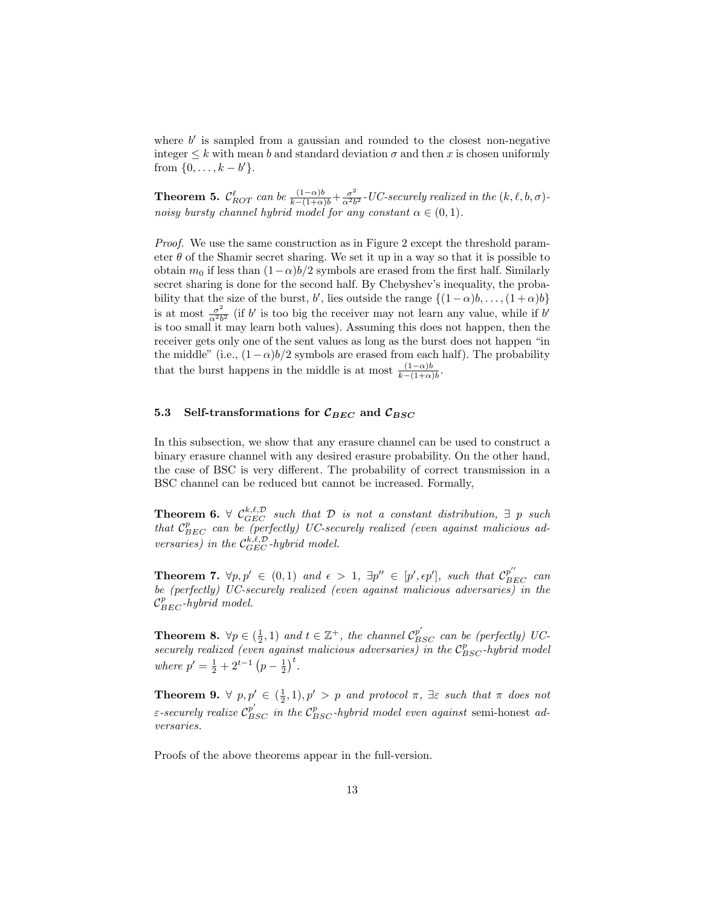where $b'$ is sampled from a gaussian and rounded to the closest non-negative integer $\leq k$ with mean $b$ and standard deviation $\sigma$ and then $x$ is chosen uniformly from $\{0, \ldots, k - b'\}$.

**Theorem 5.** *$\mathcal{C}_{ROT}^{\ell}$ can be $\frac{(1-\alpha)b}{k-(1+\alpha)b} + \frac{\sigma^2}{\alpha^2 b^2}$-UC-securely realized in the $(k, \ell, b, \sigma)$-noisy bursty channel hybrid model for any constant $\alpha \in (0, 1)$.*

*Proof.* We use the same construction as in Figure 2 except the threshold parameter $\theta$ of the Shamir secret sharing. We set it up in a way so that it is possible to obtain $m_0$ if less than $(1-\alpha)b/2$ symbols are erased from the first half. Similarly secret sharing is done for the second half. By Chebyshev's inequality, the probability that the size of the burst, $b'$, lies outside the range $\{(1-\alpha)b, \ldots, (1+\alpha)b\}$ is at most $\frac{\sigma^2}{\alpha^2 b^2}$ (if $b'$ is too big the receiver may not learn any value, while if $b'$ is too small it may learn both values). Assuming this does not happen, then the receiver gets only one of the sent values as long as the burst does not happen "in the middle" (i.e., $(1-\alpha)b/2$ symbols are erased from each half). The probability that the burst happens in the middle is at most $\frac{(1-\alpha)b}{k-(1+\alpha)b}$.

### 5.3 Self-transformations for $\mathcal{C}_{BEC}$ and $\mathcal{C}_{BSC}$

In this subsection, we show that any erasure channel can be used to construct a binary erasure channel with any desired erasure probability. On the other hand, the case of BSC is very different. The probability of correct transmission in a BSC channel can be reduced but cannot be increased. Formally,

**Theorem 6.** *$\forall$ $\mathcal{C}_{GEC}^{k,\ell,\mathcal{D}}$ such that $\mathcal{D}$ is not a constant distribution, $\exists$ $p$ such that $\mathcal{C}_{BEC}^{p}$ can be (perfectly) UC-securely realized (even against malicious adversaries) in the $\mathcal{C}_{GEC}^{k,\ell,\mathcal{D}}$-hybrid model.*

**Theorem 7.** *$\forall p, p' \in (0, 1)$ and $\epsilon > 1$, $\exists p'' \in [p', \epsilon p']$, such that $\mathcal{C}_{BEC}^{p''}$ can be (perfectly) UC-securely realized (even against malicious adversaries) in the $\mathcal{C}_{BEC}^{p}$-hybrid model.*

**Theorem 8.** *$\forall p \in (\frac{1}{2}, 1)$ and $t \in \mathbb{Z}^{+}$, the channel $\mathcal{C}_{BSC}^{p'}$ can be (perfectly) UC-securely realized (even against malicious adversaries) in the $\mathcal{C}_{BSC}^{p}$-hybrid model where $p' = \frac{1}{2} + 2^{t-1}\left(p - \frac{1}{2}\right)^{t}$.*

**Theorem 9.** *$\forall$ $p, p' \in (\frac{1}{2}, 1), p' > p$ and protocol $\pi$, $\exists \varepsilon$ such that $\pi$ does not $\varepsilon$-securely realize $\mathcal{C}_{BSC}^{p'}$ in the $\mathcal{C}_{BSC}^{p}$-hybrid model even against* semi-honest *adversaries.*

Proofs of the above theorems appear in the full-version.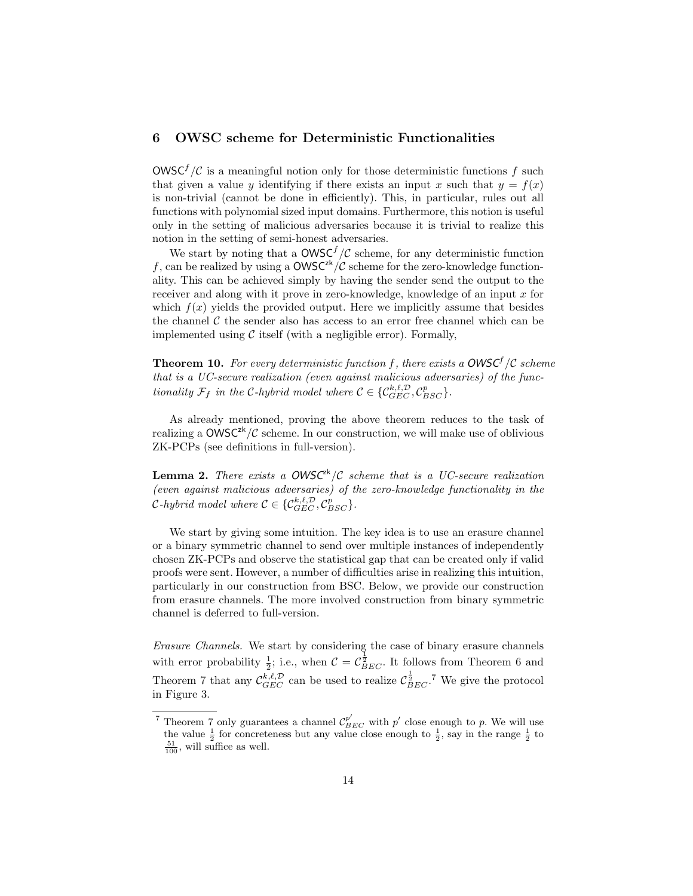## 6 OWSC scheme for Deterministic Functionalities

$\mathsf{OWSC}^f/\mathcal{C}$ is a meaningful notion only for those deterministic functions $f$ such that given a value $y$ identifying if there exists an input $x$ such that $y = f(x)$ is non-trivial (cannot be done in efficiently). This, in particular, rules out all functions with polynomial sized input domains. Furthermore, this notion is useful only in the setting of malicious adversaries because it is trivial to realize this notion in the setting of semi-honest adversaries.

We start by noting that a $\mathsf{OWSC}^f/\mathcal{C}$ scheme, for any deterministic function $f$, can be realized by using a $\mathsf{OWSC}^{\mathsf{zk}}/\mathcal{C}$ scheme for the zero-knowledge functionality. This can be achieved simply by having the sender send the output to the receiver and along with it prove in zero-knowledge, knowledge of an input $x$ for which $f(x)$ yields the provided output. Here we implicitly assume that besides the channel $\mathcal{C}$ the sender also has access to an error free channel which can be implemented using $\mathcal{C}$ itself (with a negligible error). Formally,

**Theorem 10.** *For every deterministic function $f$, there exists a $\mathsf{OWSC}^f/\mathcal{C}$ scheme that is a UC-secure realization (even against malicious adversaries) of the functionality $\mathcal{F}_f$ in the $\mathcal{C}$-hybrid model where $\mathcal{C} \in \{\mathcal{C}_{GEC}^{k,\ell,\mathcal{D}}, \mathcal{C}_{BSC}^{p}\}$.*

As already mentioned, proving the above theorem reduces to the task of realizing a $\mathsf{OWSC}^{\mathsf{zk}}/\mathcal{C}$ scheme. In our construction, we will make use of oblivious ZK-PCPs (see definitions in full-version).

**Lemma 2.** *There exists a $\mathsf{OWSC}^{\mathsf{zk}}/\mathcal{C}$ scheme that is a UC-secure realization (even against malicious adversaries) of the zero-knowledge functionality in the $\mathcal{C}$-hybrid model where $\mathcal{C} \in \{\mathcal{C}_{GEC}^{k,\ell,\mathcal{D}}, \mathcal{C}_{BSC}^{p}\}$.*

We start by giving some intuition. The key idea is to use an erasure channel or a binary symmetric channel to send over multiple instances of independently chosen ZK-PCPs and observe the statistical gap that can be created only if valid proofs were sent. However, a number of difficulties arise in realizing this intuition, particularly in our construction from BSC. Below, we provide our construction from erasure channels. The more involved construction from binary symmetric channel is deferred to full-version.

*Erasure Channels.* We start by considering the case of binary erasure channels with error probability $\frac{1}{2}$; i.e., when $\mathcal{C} = \mathcal{C}_{BEC}^{\frac{1}{2}}$. It follows from Theorem 6 and Theorem 7 that any $\mathcal{C}_{GEC}^{k,\ell,\mathcal{D}}$ can be used to realize $\mathcal{C}_{BEC}^{\frac{1}{2}}$.[7] We give the protocol in Figure 3.

[7] Theorem 7 only guarantees a channel $\mathcal{C}_{BEC}^{p'}$ with $p'$ close enough to $p$. We will use the value $\frac{1}{2}$ for concreteness but any value close enough to $\frac{1}{2}$, say in the range $\frac{1}{2}$ to $\frac{51}{100}$, will suffice as well.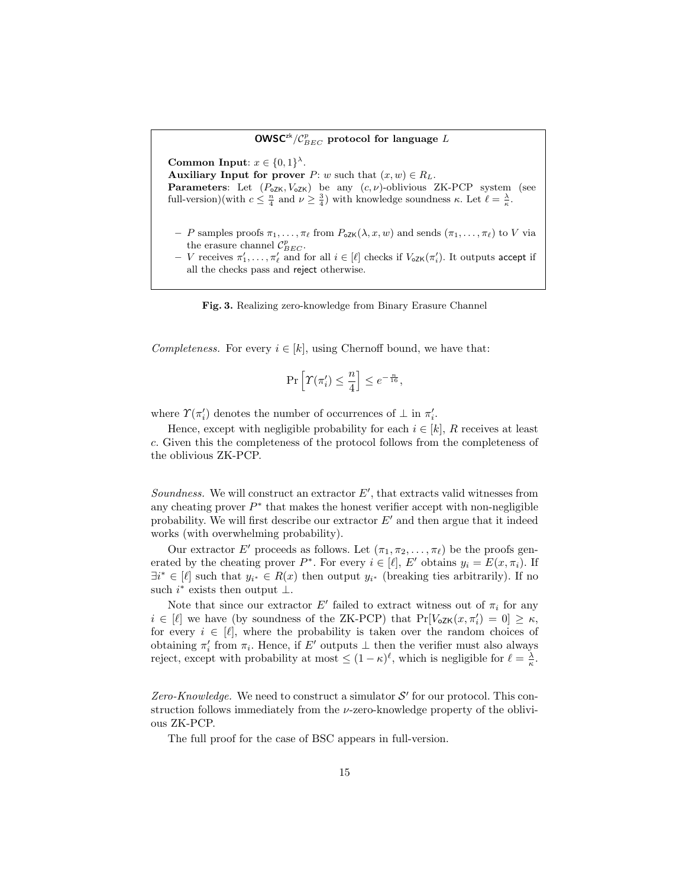**$\mathsf{OWSC}^{\mathsf{zk}}/\mathcal{C}^p_{BEC}$ protocol for language $L$**

**Common Input**: $x \in \{0,1\}^\lambda$.
**Auxiliary Input for prover** $P$: $w$ such that $(x, w) \in R_L$.
**Parameters**: Let $(P_{\mathsf{oZK}}, V_{\mathsf{oZK}})$ be any $(c, \nu)$-oblivious ZK-PCP system (see full-version)(with $c \leq \frac{n}{4}$ and $\nu \geq \frac{3}{4}$) with knowledge soundness $\kappa$. Let $\ell = \frac{\lambda}{\kappa}$.

- $P$ samples proofs $\pi_1, \ldots, \pi_\ell$ from $P_{\mathsf{oZK}}(\lambda, x, w)$ and sends $(\pi_1, \ldots, \pi_\ell)$ to $V$ via the erasure channel $\mathcal{C}^p_{BEC}$.
- $V$ receives $\pi'_1, \ldots, \pi'_\ell$ and for all $i \in [\ell]$ checks if $V_{\mathsf{oZK}}(\pi'_i)$. It outputs accept if all the checks pass and reject otherwise.

**Fig. 3.** Realizing zero-knowledge from Binary Erasure Channel

*Completeness.* For every $i \in [k]$, using Chernoff bound, we have that:

$$\Pr\left[\Upsilon(\pi'_i) \leq \frac{n}{4}\right] \leq e^{-\frac{n}{16}},$$

where $\Upsilon(\pi'_i)$ denotes the number of occurrences of $\bot$ in $\pi'_i$.

Hence, except with negligible probability for each $i \in [k]$, $R$ receives at least $c$. Given this the completeness of the protocol follows from the completeness of the oblivious ZK-PCP.

*Soundness.* We will construct an extractor $E'$, that extracts valid witnesses from any cheating prover $P^*$ that makes the honest verifier accept with non-negligible probability. We will first describe our extractor $E'$ and then argue that it indeed works (with overwhelming probability).

Our extractor $E'$ proceeds as follows. Let $(\pi_1, \pi_2, \ldots, \pi_\ell)$ be the proofs generated by the cheating prover $P^*$. For every $i \in [\ell]$, $E'$ obtains $y_i = E(x, \pi_i)$. If $\exists i^* \in [\ell]$ such that $y_{i^*} \in R(x)$ then output $y_{i^*}$ (breaking ties arbitrarily). If no such $i^*$ exists then output $\bot$.

Note that since our extractor $E'$ failed to extract witness out of $\pi_i$ for any $i \in [\ell]$ we have (by soundness of the ZK-PCP) that $\Pr[V_{\mathsf{oZK}}(x, \pi'_i) = 0] \geq \kappa$, for every $i \in [\ell]$, where the probability is taken over the random choices of obtaining $\pi'_i$ from $\pi_i$. Hence, if $E'$ outputs $\bot$ then the verifier must also always reject, except with probability at most $\leq (1-\kappa)^\ell$, which is negligible for $\ell = \frac{\lambda}{\kappa}$.

*Zero-Knowledge.* We need to construct a simulator $\mathcal{S}'$ for our protocol. This construction follows immediately from the $\nu$-zero-knowledge property of the oblivious ZK-PCP.

The full proof for the case of BSC appears in full-version.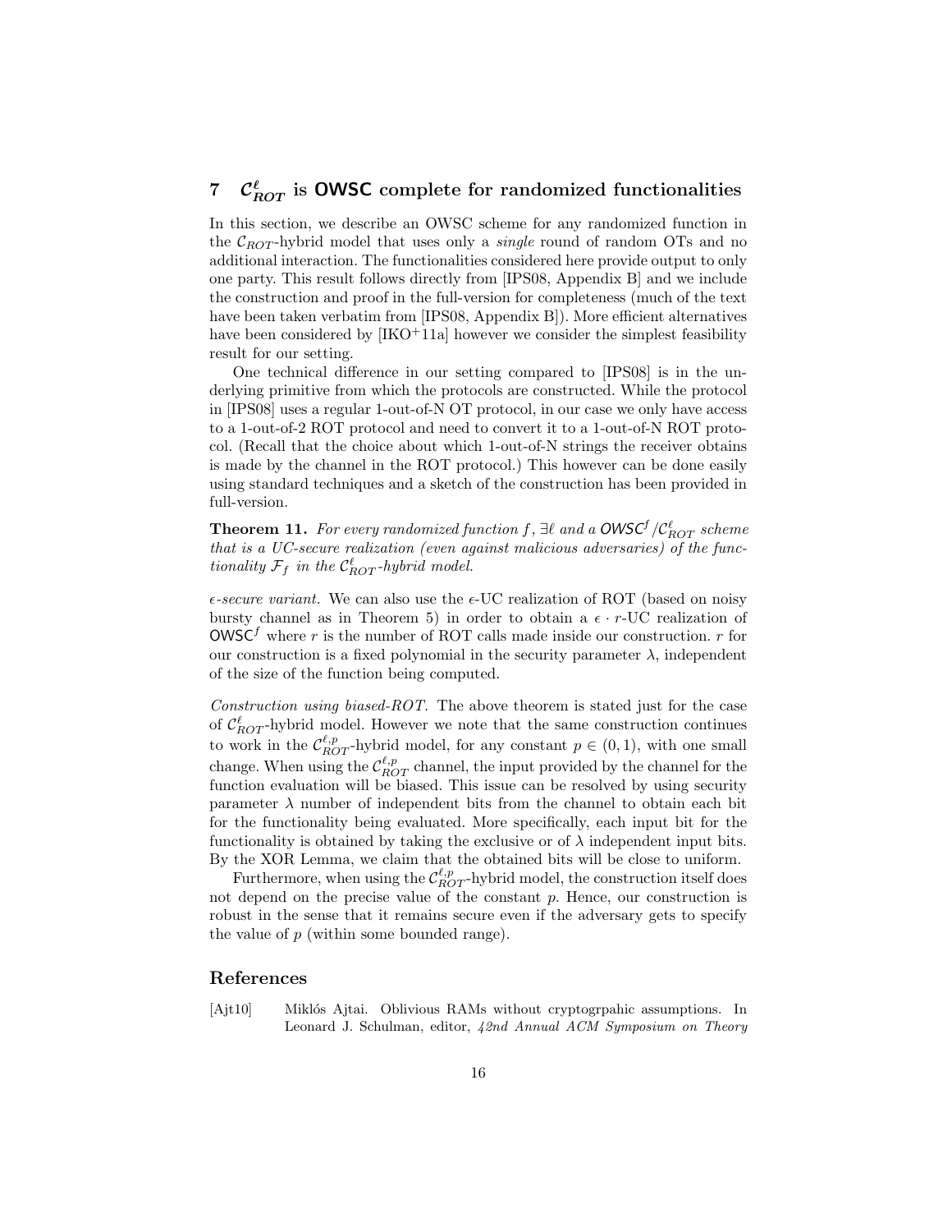## 7 $\mathcal{C}^{\ell}_{ROT}$ is OWSC complete for randomized functionalities

In this section, we describe an OWSC scheme for any randomized function in the $\mathcal{C}_{ROT}$-hybrid model that uses only a *single* round of random OTs and no additional interaction. The functionalities considered here provide output to only one party. This result follows directly from [IPS08, Appendix B] and we include the construction and proof in the full-version for completeness (much of the text have been taken verbatim from [IPS08, Appendix B]). More efficient alternatives have been considered by [IKO+11a] however we consider the simplest feasibility result for our setting.

One technical difference in our setting compared to [IPS08] is in the underlying primitive from which the protocols are constructed. While the protocol in [IPS08] uses a regular 1-out-of-N OT protocol, in our case we only have access to a 1-out-of-2 ROT protocol and need to convert it to a 1-out-of-N ROT protocol. (Recall that the choice about which 1-out-of-N strings the receiver obtains is made by the channel in the ROT protocol.) This however can be done easily using standard techniques and a sketch of the construction has been provided in full-version.

**Theorem 11.** *For every randomized function $f$, $\exists \ell$ and a $\mathsf{OWSC}^f/\mathcal{C}^{\ell}_{ROT}$ scheme that is a UC-secure realization (even against malicious adversaries) of the functionality $\mathcal{F}_f$ in the $\mathcal{C}^{\ell}_{ROT}$-hybrid model.*

*$\epsilon$-secure variant.* We can also use the $\epsilon$-UC realization of ROT (based on noisy bursty channel as in Theorem 5) in order to obtain a $\epsilon \cdot r$-UC realization of $\mathsf{OWSC}^f$ where $r$ is the number of ROT calls made inside our construction. $r$ for our construction is a fixed polynomial in the security parameter $\lambda$, independent of the size of the function being computed.

*Construction using biased-ROT.* The above theorem is stated just for the case of $\mathcal{C}^{\ell}_{ROT}$-hybrid model. However we note that the same construction continues to work in the $\mathcal{C}^{\ell,p}_{ROT}$-hybrid model, for any constant $p \in (0,1)$, with one small change. When using the $\mathcal{C}^{\ell,p}_{ROT}$ channel, the input provided by the channel for the function evaluation will be biased. This issue can be resolved by using security parameter $\lambda$ number of independent bits from the channel to obtain each bit for the functionality being evaluated. More specifically, each input bit for the functionality is obtained by taking the exclusive or of $\lambda$ independent input bits. By the XOR Lemma, we claim that the obtained bits will be close to uniform.

Furthermore, when using the $\mathcal{C}^{\ell,p}_{ROT}$-hybrid model, the construction itself does not depend on the precise value of the constant $p$. Hence, our construction is robust in the sense that it remains secure even if the adversary gets to specify the value of $p$ (within some bounded range).

## References

[Ajt10] Miklós Ajtai. Oblivious RAMs without cryptogrpahic assumptions. In Leonard J. Schulman, editor, *42nd Annual ACM Symposium on Theory*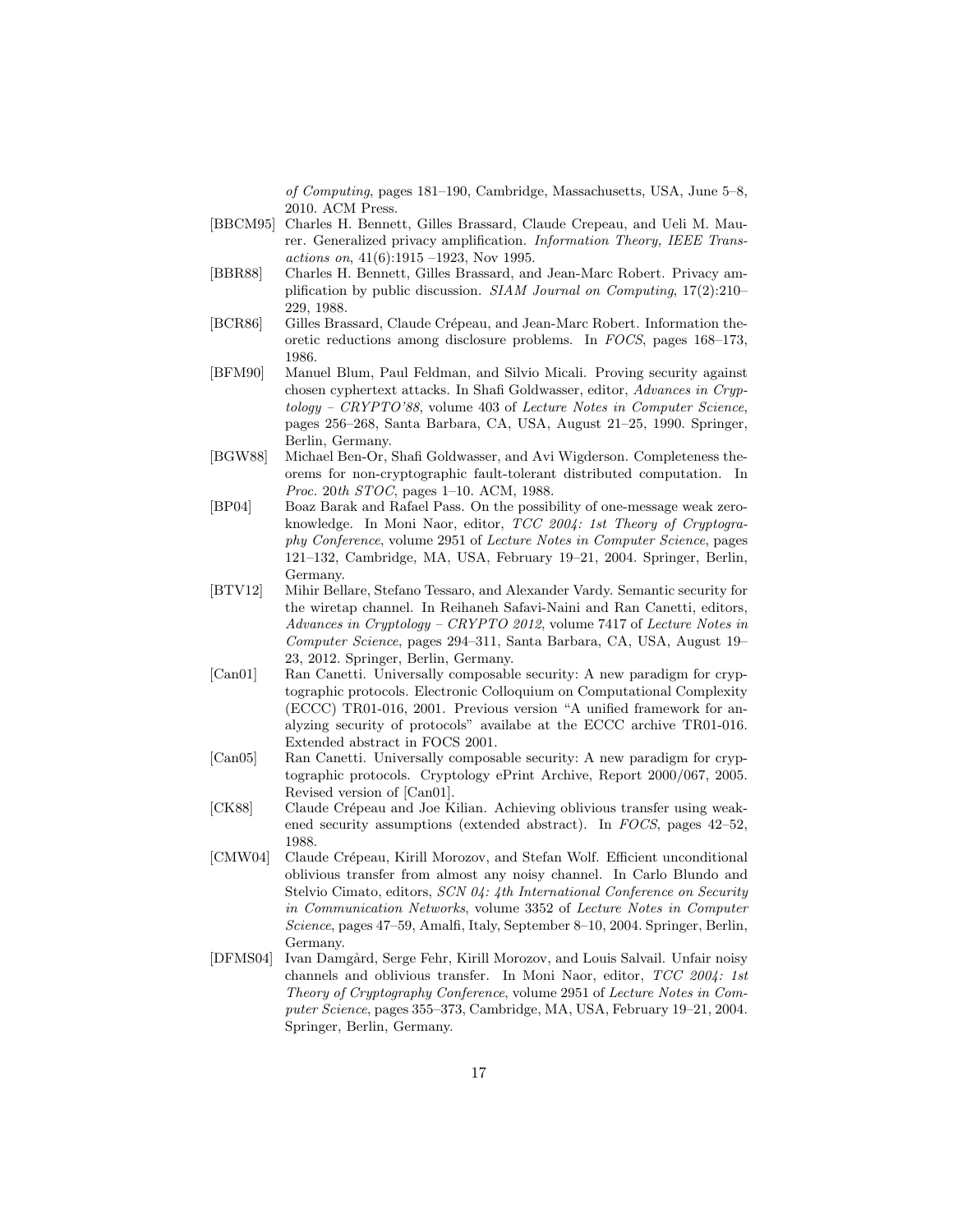*of Computing*, pages 181–190, Cambridge, Massachusetts, USA, June 5–8, 2010. ACM Press.

[BBCM95] Charles H. Bennett, Gilles Brassard, Claude Crepeau, and Ueli M. Maurer. Generalized privacy amplification. *Information Theory, IEEE Transactions on*, 41(6):1915 –1923, Nov 1995.

[BBR88] Charles H. Bennett, Gilles Brassard, and Jean-Marc Robert. Privacy amplification by public discussion. *SIAM Journal on Computing*, 17(2):210–229, 1988.

[BCR86] Gilles Brassard, Claude Crépeau, and Jean-Marc Robert. Information theoretic reductions among disclosure problems. In *FOCS*, pages 168–173, 1986.

[BFM90] Manuel Blum, Paul Feldman, and Silvio Micali. Proving security against chosen cyphertext attacks. In Shafi Goldwasser, editor, *Advances in Cryptology – CRYPTO'88*, volume 403 of *Lecture Notes in Computer Science*, pages 256–268, Santa Barbara, CA, USA, August 21–25, 1990. Springer, Berlin, Germany.

[BGW88] Michael Ben-Or, Shafi Goldwasser, and Avi Wigderson. Completeness theorems for non-cryptographic fault-tolerant distributed computation. In *Proc. 20th STOC*, pages 1–10. ACM, 1988.

[BP04] Boaz Barak and Rafael Pass. On the possibility of one-message weak zero-knowledge. In Moni Naor, editor, *TCC 2004: 1st Theory of Cryptography Conference*, volume 2951 of *Lecture Notes in Computer Science*, pages 121–132, Cambridge, MA, USA, February 19–21, 2004. Springer, Berlin, Germany.

[BTV12] Mihir Bellare, Stefano Tessaro, and Alexander Vardy. Semantic security for the wiretap channel. In Reihaneh Safavi-Naini and Ran Canetti, editors, *Advances in Cryptology – CRYPTO 2012*, volume 7417 of *Lecture Notes in Computer Science*, pages 294–311, Santa Barbara, CA, USA, August 19–23, 2012. Springer, Berlin, Germany.

[Can01] Ran Canetti. Universally composable security: A new paradigm for cryptographic protocols. Electronic Colloquium on Computational Complexity (ECCC) TR01-016, 2001. Previous version "A unified framework for analyzing security of protocols" availabe at the ECCC archive TR01-016. Extended abstract in FOCS 2001.

[Can05] Ran Canetti. Universally composable security: A new paradigm for cryptographic protocols. Cryptology ePrint Archive, Report 2000/067, 2005. Revised version of [Can01].

[CK88] Claude Crépeau and Joe Kilian. Achieving oblivious transfer using weakened security assumptions (extended abstract). In *FOCS*, pages 42–52, 1988.

[CMW04] Claude Crépeau, Kirill Morozov, and Stefan Wolf. Efficient unconditional oblivious transfer from almost any noisy channel. In Carlo Blundo and Stelvio Cimato, editors, *SCN 04: 4th International Conference on Security in Communication Networks*, volume 3352 of *Lecture Notes in Computer Science*, pages 47–59, Amalfi, Italy, September 8–10, 2004. Springer, Berlin, Germany.

[DFMS04] Ivan Damgård, Serge Fehr, Kirill Morozov, and Louis Salvail. Unfair noisy channels and oblivious transfer. In Moni Naor, editor, *TCC 2004: 1st Theory of Cryptography Conference*, volume 2951 of *Lecture Notes in Computer Science*, pages 355–373, Cambridge, MA, USA, February 19–21, 2004. Springer, Berlin, Germany.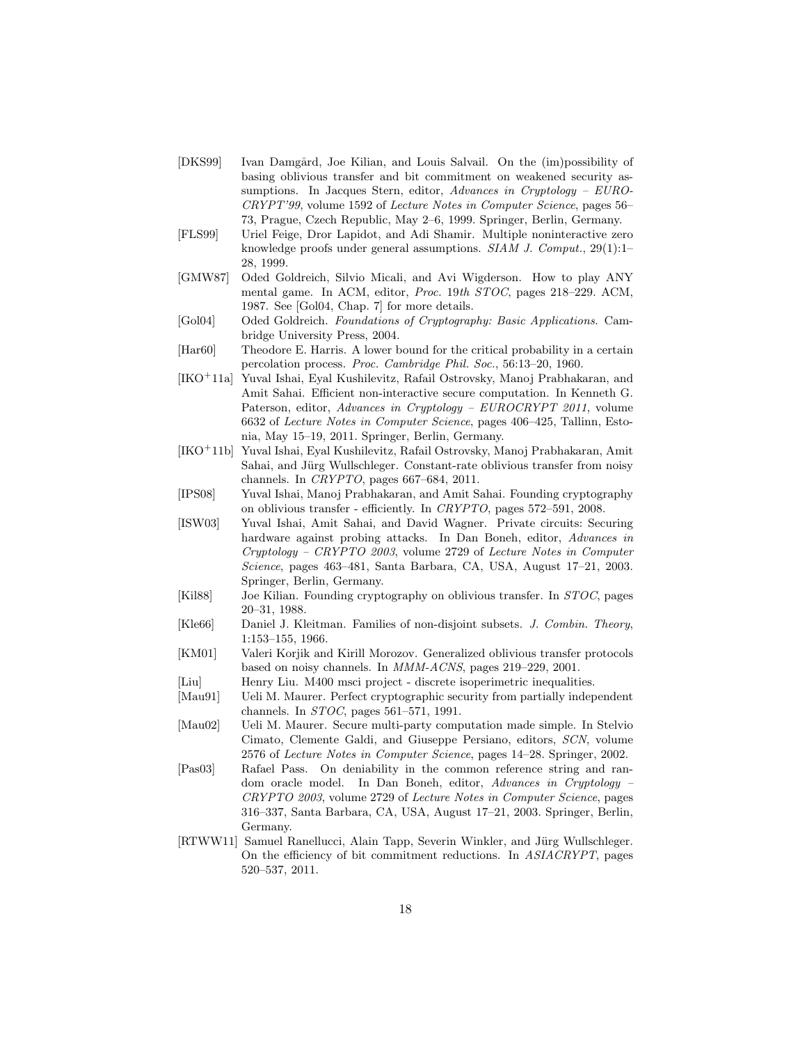- [DKS99] Ivan Damgård, Joe Kilian, and Louis Salvail. On the (im)possibility of basing oblivious transfer and bit commitment on weakened security assumptions. In Jacques Stern, editor, *Advances in Cryptology – EUROCRYPT'99*, volume 1592 of *Lecture Notes in Computer Science*, pages 56–73, Prague, Czech Republic, May 2–6, 1999. Springer, Berlin, Germany.
- [FLS99] Uriel Feige, Dror Lapidot, and Adi Shamir. Multiple noninteractive zero knowledge proofs under general assumptions. *SIAM J. Comput.*, 29(1):1–28, 1999.
- [GMW87] Oded Goldreich, Silvio Micali, and Avi Wigderson. How to play ANY mental game. In ACM, editor, *Proc. 19th STOC*, pages 218–229. ACM, 1987. See [Gol04, Chap. 7] for more details.
- [Gol04] Oded Goldreich. *Foundations of Cryptography: Basic Applications.* Cambridge University Press, 2004.
- [Har60] Theodore E. Harris. A lower bound for the critical probability in a certain percolation process. *Proc. Cambridge Phil. Soc.*, 56:13–20, 1960.
- [IKO+11a] Yuval Ishai, Eyal Kushilevitz, Rafail Ostrovsky, Manoj Prabhakaran, and Amit Sahai. Efficient non-interactive secure computation. In Kenneth G. Paterson, editor, *Advances in Cryptology – EUROCRYPT 2011*, volume 6632 of *Lecture Notes in Computer Science*, pages 406–425, Tallinn, Estonia, May 15–19, 2011. Springer, Berlin, Germany.
- [IKO+11b] Yuval Ishai, Eyal Kushilevitz, Rafail Ostrovsky, Manoj Prabhakaran, Amit Sahai, and Jürg Wullschleger. Constant-rate oblivious transfer from noisy channels. In *CRYPTO*, pages 667–684, 2011.
- [IPS08] Yuval Ishai, Manoj Prabhakaran, and Amit Sahai. Founding cryptography on oblivious transfer - efficiently. In *CRYPTO*, pages 572–591, 2008.
- [ISW03] Yuval Ishai, Amit Sahai, and David Wagner. Private circuits: Securing hardware against probing attacks. In Dan Boneh, editor, *Advances in Cryptology – CRYPTO 2003*, volume 2729 of *Lecture Notes in Computer Science*, pages 463–481, Santa Barbara, CA, USA, August 17–21, 2003. Springer, Berlin, Germany.
- [Kil88] Joe Kilian. Founding cryptography on oblivious transfer. In *STOC*, pages 20–31, 1988.
- [Kle66] Daniel J. Kleitman. Families of non-disjoint subsets. *J. Combin. Theory*, 1:153–155, 1966.
- [KM01] Valeri Korjik and Kirill Morozov. Generalized oblivious transfer protocols based on noisy channels. In *MMM-ACNS*, pages 219–229, 2001.
- [Liu] Henry Liu. M400 msci project - discrete isoperimetric inequalities.
- [Mau91] Ueli M. Maurer. Perfect cryptographic security from partially independent channels. In *STOC*, pages 561–571, 1991.
- [Mau02] Ueli M. Maurer. Secure multi-party computation made simple. In Stelvio Cimato, Clemente Galdi, and Giuseppe Persiano, editors, *SCN*, volume 2576 of *Lecture Notes in Computer Science*, pages 14–28. Springer, 2002.
- [Pas03] Rafael Pass. On deniability in the common reference string and random oracle model. In Dan Boneh, editor, *Advances in Cryptology – CRYPTO 2003*, volume 2729 of *Lecture Notes in Computer Science*, pages 316–337, Santa Barbara, CA, USA, August 17–21, 2003. Springer, Berlin, Germany.
- [RTWW11] Samuel Ranellucci, Alain Tapp, Severin Winkler, and Jürg Wullschleger. On the efficiency of bit commitment reductions. In *ASIACRYPT*, pages 520–537, 2011.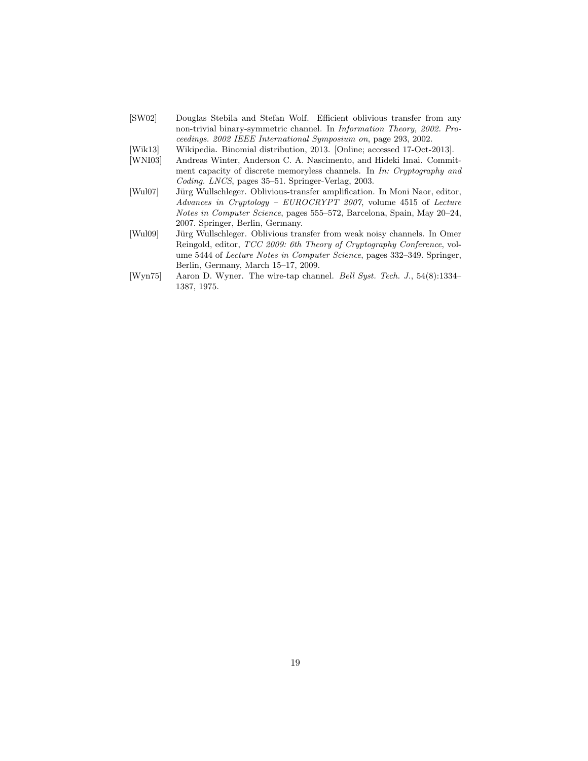[SW02] Douglas Stebila and Stefan Wolf. Efficient oblivious transfer from any non-trivial binary-symmetric channel. In *Information Theory, 2002. Proceedings. 2002 IEEE International Symposium on*, page 293, 2002.

[Wik13] Wikipedia. Binomial distribution, 2013. [Online; accessed 17-Oct-2013].

[WNI03] Andreas Winter, Anderson C. A. Nascimento, and Hideki Imai. Commitment capacity of discrete memoryless channels. In *In: Cryptography and Coding. LNCS*, pages 35–51. Springer-Verlag, 2003.

[Wul07] Jürg Wullschleger. Oblivious-transfer amplification. In Moni Naor, editor, *Advances in Cryptology – EUROCRYPT 2007*, volume 4515 of *Lecture Notes in Computer Science*, pages 555–572, Barcelona, Spain, May 20–24, 2007. Springer, Berlin, Germany.

[Wul09] Jürg Wullschleger. Oblivious transfer from weak noisy channels. In Omer Reingold, editor, *TCC 2009: 6th Theory of Cryptography Conference*, volume 5444 of *Lecture Notes in Computer Science*, pages 332–349. Springer, Berlin, Germany, March 15–17, 2009.

[Wyn75] Aaron D. Wyner. The wire-tap channel. *Bell Syst. Tech. J.*, 54(8):1334–1387, 1975.